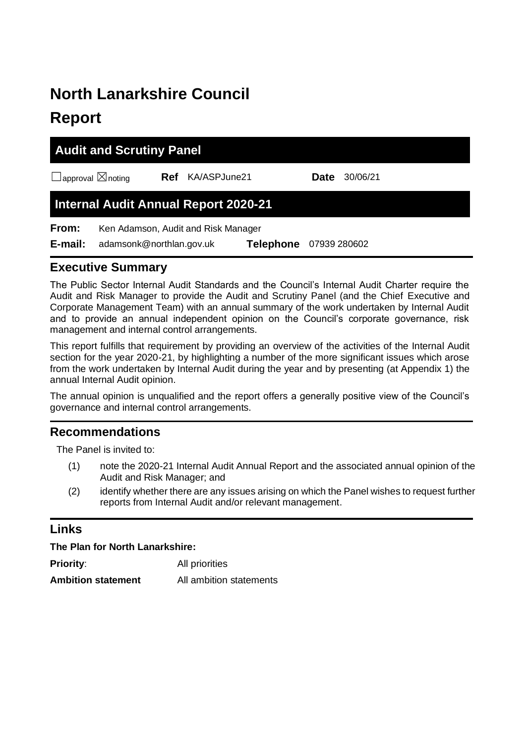# North Lanarkshire Council

# Report

## Audit and Scrutiny Panel

☐ approval ☒ noting **Ref** KA/ASPJune21 **Date** 30/06/21

## Internal Audit Annual Report 2020-21

**From:** Ken Adamson, Audit and Risk Manager

**E-mail:** adamsonk@northlan.gov.uk **Telephone** 07939 280602

## Executive Summary

The Public Sector Internal Audit Standards and the Council's Internal Audit Charter require the Audit and Risk Manager to provide the Audit and Scrutiny Panel (and the Chief Executive and Corporate Management Team) with an annual summary of the work undertaken by Internal Audit and to provide an annual independent opinion on the Council's corporate governance, risk management and internal control arrangements.

This report fulfills that requirement by providing an overview of the activities of the Internal Audit section for the year 2020-21, by highlighting a number of the more significant issues which arose from the work undertaken by Internal Audit during the year and by presenting (at Appendix 1) the annual Internal Audit opinion.

The annual opinion is unqualified and the report offers a generally positive view of the Council's governance and internal control arrangements.

## Recommendations

The Panel is invited to:

(1) note the 2020-21 Internal Audit Annual Report and the associated annual opinion of the Audit and Risk Manager; and

(2) identify whether there are any issues arising on which the Panel wishes to request further reports from Internal Audit and/or relevant management.

## Links

**The Plan for North Lanarkshire:**

**Priority**: All priorities

**Ambition statement** All ambition statements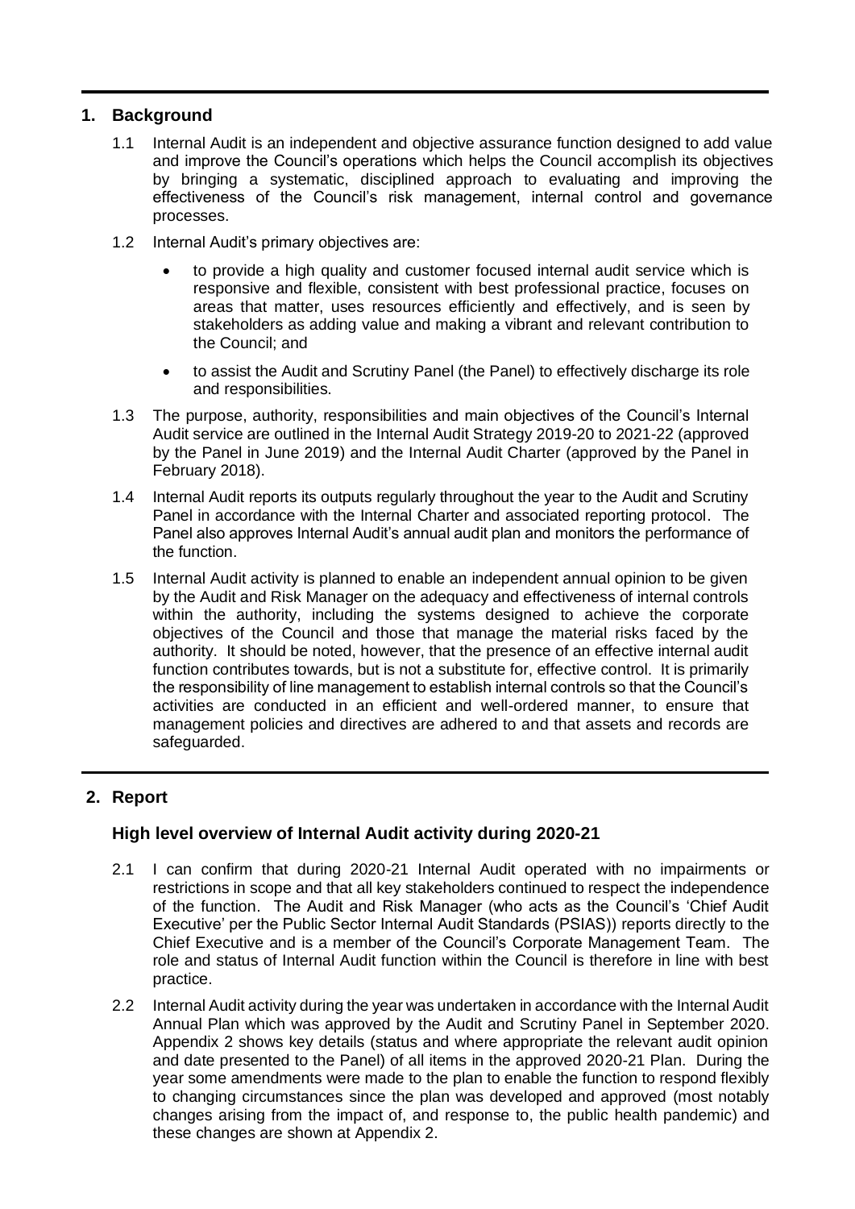## 1. Background

1.1 Internal Audit is an independent and objective assurance function designed to add value and improve the Council's operations which helps the Council accomplish its objectives by bringing a systematic, disciplined approach to evaluating and improving the effectiveness of the Council's risk management, internal control and governance processes.

1.2 Internal Audit's primary objectives are:

- to provide a high quality and customer focused internal audit service which is responsive and flexible, consistent with best professional practice, focuses on areas that matter, uses resources efficiently and effectively, and is seen by stakeholders as adding value and making a vibrant and relevant contribution to the Council; and
- to assist the Audit and Scrutiny Panel (the Panel) to effectively discharge its role and responsibilities.

1.3 The purpose, authority, responsibilities and main objectives of the Council's Internal Audit service are outlined in the Internal Audit Strategy 2019-20 to 2021-22 (approved by the Panel in June 2019) and the Internal Audit Charter (approved by the Panel in February 2018).

1.4 Internal Audit reports its outputs regularly throughout the year to the Audit and Scrutiny Panel in accordance with the Internal Charter and associated reporting protocol. The Panel also approves Internal Audit's annual audit plan and monitors the performance of the function.

1.5 Internal Audit activity is planned to enable an independent annual opinion to be given by the Audit and Risk Manager on the adequacy and effectiveness of internal controls within the authority, including the systems designed to achieve the corporate objectives of the Council and those that manage the material risks faced by the authority. It should be noted, however, that the presence of an effective internal audit function contributes towards, but is not a substitute for, effective control. It is primarily the responsibility of line management to establish internal controls so that the Council's activities are conducted in an efficient and well-ordered manner, to ensure that management policies and directives are adhered to and that assets and records are safeguarded.

## 2. Report

### High level overview of Internal Audit activity during 2020-21

2.1 I can confirm that during 2020-21 Internal Audit operated with no impairments or restrictions in scope and that all key stakeholders continued to respect the independence of the function. The Audit and Risk Manager (who acts as the Council's 'Chief Audit Executive' per the Public Sector Internal Audit Standards (PSIAS)) reports directly to the Chief Executive and is a member of the Council's Corporate Management Team. The role and status of Internal Audit function within the Council is therefore in line with best practice.

2.2 Internal Audit activity during the year was undertaken in accordance with the Internal Audit Annual Plan which was approved by the Audit and Scrutiny Panel in September 2020. Appendix 2 shows key details (status and where appropriate the relevant audit opinion and date presented to the Panel) of all items in the approved 2020-21 Plan. During the year some amendments were made to the plan to enable the function to respond flexibly to changing circumstances since the plan was developed and approved (most notably changes arising from the impact of, and response to, the public health pandemic) and these changes are shown at Appendix 2.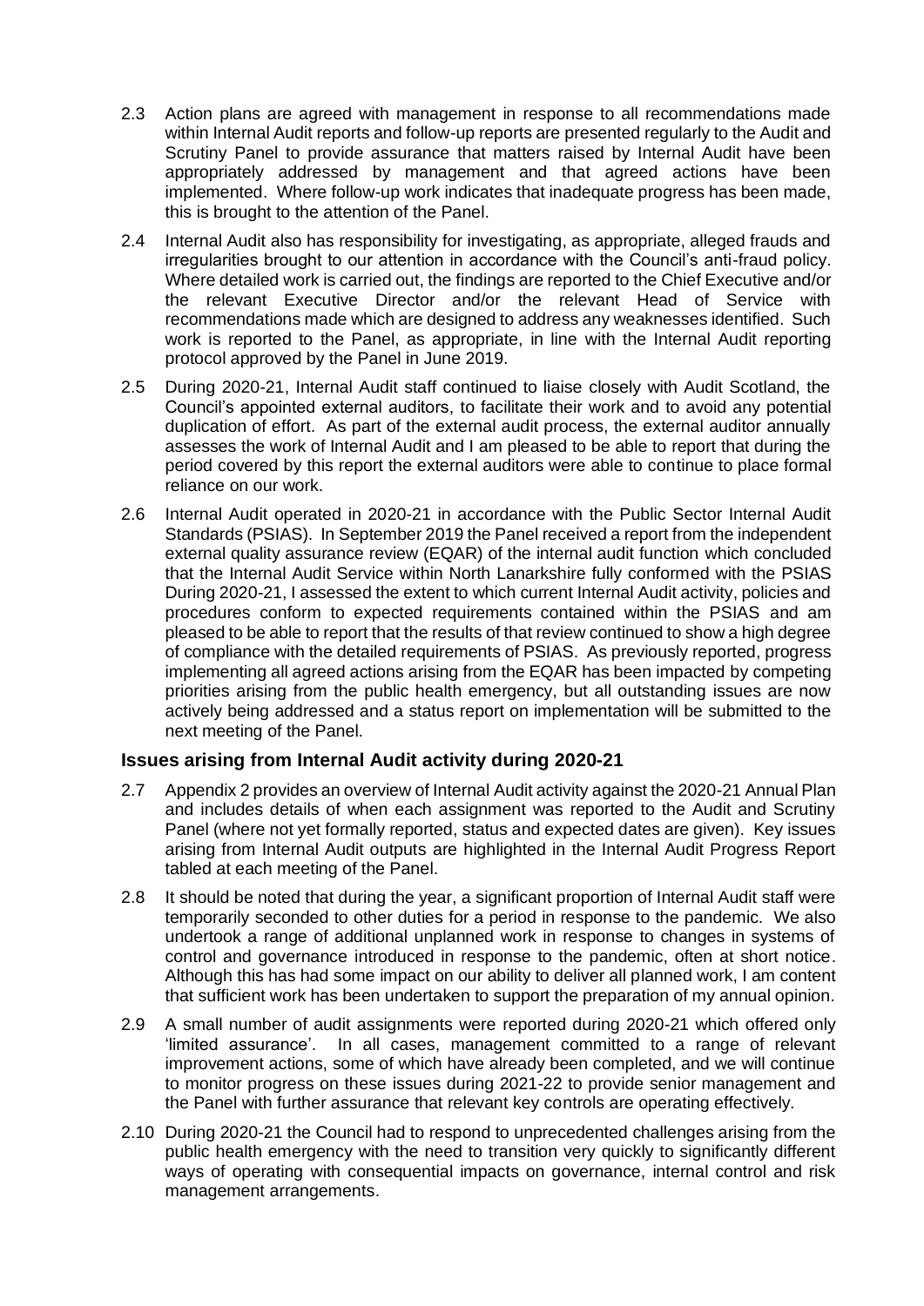2.3 Action plans are agreed with management in response to all recommendations made within Internal Audit reports and follow-up reports are presented regularly to the Audit and Scrutiny Panel to provide assurance that matters raised by Internal Audit have been appropriately addressed by management and that agreed actions have been implemented. Where follow-up work indicates that inadequate progress has been made, this is brought to the attention of the Panel.

2.4 Internal Audit also has responsibility for investigating, as appropriate, alleged frauds and irregularities brought to our attention in accordance with the Council's anti-fraud policy. Where detailed work is carried out, the findings are reported to the Chief Executive and/or the relevant Executive Director and/or the relevant Head of Service with recommendations made which are designed to address any weaknesses identified. Such work is reported to the Panel, as appropriate, in line with the Internal Audit reporting protocol approved by the Panel in June 2019.

2.5 During 2020-21, Internal Audit staff continued to liaise closely with Audit Scotland, the Council's appointed external auditors, to facilitate their work and to avoid any potential duplication of effort. As part of the external audit process, the external auditor annually assesses the work of Internal Audit and I am pleased to be able to report that during the period covered by this report the external auditors were able to continue to place formal reliance on our work.

2.6 Internal Audit operated in 2020-21 in accordance with the Public Sector Internal Audit Standards (PSIAS). In September 2019 the Panel received a report from the independent external quality assurance review (EQAR) of the internal audit function which concluded that the Internal Audit Service within North Lanarkshire fully conformed with the PSIAS During 2020-21, I assessed the extent to which current Internal Audit activity, policies and procedures conform to expected requirements contained within the PSIAS and am pleased to be able to report that the results of that review continued to show a high degree of compliance with the detailed requirements of PSIAS. As previously reported, progress implementing all agreed actions arising from the EQAR has been impacted by competing priorities arising from the public health emergency, but all outstanding issues are now actively being addressed and a status report on implementation will be submitted to the next meeting of the Panel.

## Issues arising from Internal Audit activity during 2020-21

2.7 Appendix 2 provides an overview of Internal Audit activity against the 2020-21 Annual Plan and includes details of when each assignment was reported to the Audit and Scrutiny Panel (where not yet formally reported, status and expected dates are given). Key issues arising from Internal Audit outputs are highlighted in the Internal Audit Progress Report tabled at each meeting of the Panel.

2.8 It should be noted that during the year, a significant proportion of Internal Audit staff were temporarily seconded to other duties for a period in response to the pandemic. We also undertook a range of additional unplanned work in response to changes in systems of control and governance introduced in response to the pandemic, often at short notice. Although this has had some impact on our ability to deliver all planned work, I am content that sufficient work has been undertaken to support the preparation of my annual opinion.

2.9 A small number of audit assignments were reported during 2020-21 which offered only 'limited assurance'. In all cases, management committed to a range of relevant improvement actions, some of which have already been completed, and we will continue to monitor progress on these issues during 2021-22 to provide senior management and the Panel with further assurance that relevant key controls are operating effectively.

2.10 During 2020-21 the Council had to respond to unprecedented challenges arising from the public health emergency with the need to transition very quickly to significantly different ways of operating with consequential impacts on governance, internal control and risk management arrangements.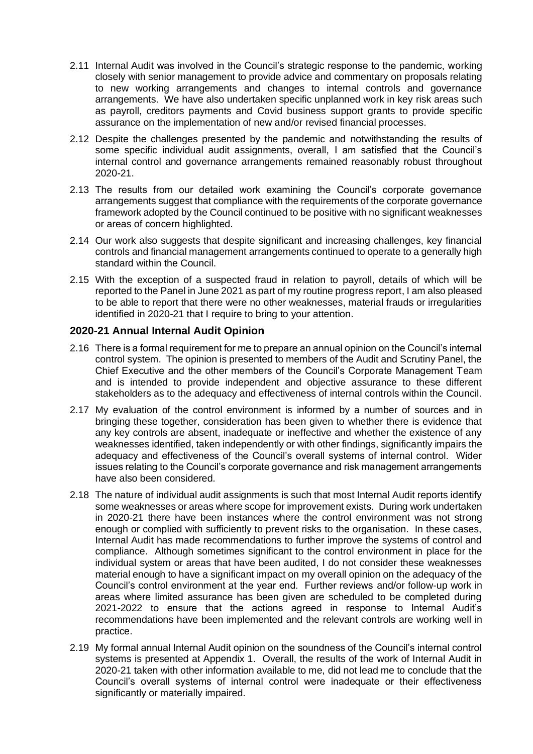2.11 Internal Audit was involved in the Council's strategic response to the pandemic, working closely with senior management to provide advice and commentary on proposals relating to new working arrangements and changes to internal controls and governance arrangements. We have also undertaken specific unplanned work in key risk areas such as payroll, creditors payments and Covid business support grants to provide specific assurance on the implementation of new and/or revised financial processes.

2.12 Despite the challenges presented by the pandemic and notwithstanding the results of some specific individual audit assignments, overall, I am satisfied that the Council's internal control and governance arrangements remained reasonably robust throughout 2020-21.

2.13 The results from our detailed work examining the Council's corporate governance arrangements suggest that compliance with the requirements of the corporate governance framework adopted by the Council continued to be positive with no significant weaknesses or areas of concern highlighted.

2.14 Our work also suggests that despite significant and increasing challenges, key financial controls and financial management arrangements continued to operate to a generally high standard within the Council.

2.15 With the exception of a suspected fraud in relation to payroll, details of which will be reported to the Panel in June 2021 as part of my routine progress report, I am also pleased to be able to report that there were no other weaknesses, material frauds or irregularities identified in 2020-21 that I require to bring to your attention.

## 2020-21 Annual Internal Audit Opinion

2.16 There is a formal requirement for me to prepare an annual opinion on the Council's internal control system. The opinion is presented to members of the Audit and Scrutiny Panel, the Chief Executive and the other members of the Council's Corporate Management Team and is intended to provide independent and objective assurance to these different stakeholders as to the adequacy and effectiveness of internal controls within the Council.

2.17 My evaluation of the control environment is informed by a number of sources and in bringing these together, consideration has been given to whether there is evidence that any key controls are absent, inadequate or ineffective and whether the existence of any weaknesses identified, taken independently or with other findings, significantly impairs the adequacy and effectiveness of the Council's overall systems of internal control. Wider issues relating to the Council's corporate governance and risk management arrangements have also been considered.

2.18 The nature of individual audit assignments is such that most Internal Audit reports identify some weaknesses or areas where scope for improvement exists. During work undertaken in 2020-21 there have been instances where the control environment was not strong enough or complied with sufficiently to prevent risks to the organisation. In these cases, Internal Audit has made recommendations to further improve the systems of control and compliance. Although sometimes significant to the control environment in place for the individual system or areas that have been audited, I do not consider these weaknesses material enough to have a significant impact on my overall opinion on the adequacy of the Council's control environment at the year end. Further reviews and/or follow-up work in areas where limited assurance has been given are scheduled to be completed during 2021-2022 to ensure that the actions agreed in response to Internal Audit's recommendations have been implemented and the relevant controls are working well in practice.

2.19 My formal annual Internal Audit opinion on the soundness of the Council's internal control systems is presented at Appendix 1. Overall, the results of the work of Internal Audit in 2020-21 taken with other information available to me, did not lead me to conclude that the Council's overall systems of internal control were inadequate or their effectiveness significantly or materially impaired.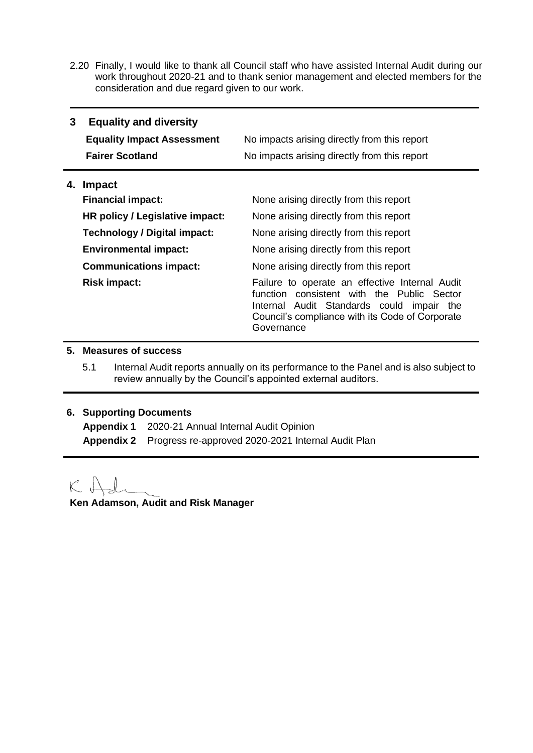2.20 Finally, I would like to thank all Council staff who have assisted Internal Audit during our work throughout 2020-21 and to thank senior management and elected members for the consideration and due regard given to our work.

## 3 Equality and diversity

| | |
|---|---|
| **Equality Impact Assessment** | No impacts arising directly from this report |
| **Fairer Scotland** | No impacts arising directly from this report |

## 4. Impact

| | |
|---|---|
| **Financial impact:** | None arising directly from this report |
| **HR policy / Legislative impact:** | None arising directly from this report |
| **Technology / Digital impact:** | None arising directly from this report |
| **Environmental impact:** | None arising directly from this report |
| **Communications impact:** | None arising directly from this report |
| **Risk impact:** | Failure to operate an effective Internal Audit function consistent with the Public Sector Internal Audit Standards could impair the Council's compliance with its Code of Corporate Governance |

## 5. Measures of success

5.1 Internal Audit reports annually on its performance to the Panel and is also subject to review annually by the Council's appointed external auditors.

## 6. Supporting Documents

**Appendix 1** 2020-21 Annual Internal Audit Opinion

**Appendix 2** Progress re-approved 2020-2021 Internal Audit Plan

K Adamson

**Ken Adamson, Audit and Risk Manager**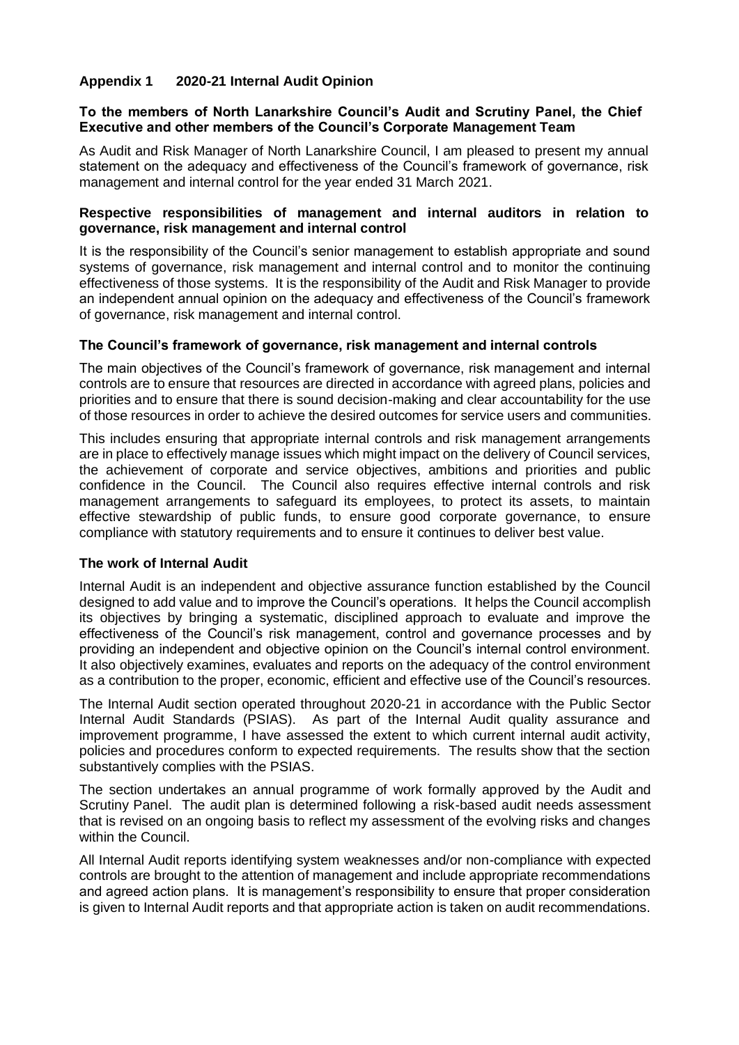## Appendix 1 2020-21 Internal Audit Opinion

### To the members of North Lanarkshire Council's Audit and Scrutiny Panel, the Chief Executive and other members of the Council's Corporate Management Team

As Audit and Risk Manager of North Lanarkshire Council, I am pleased to present my annual statement on the adequacy and effectiveness of the Council's framework of governance, risk management and internal control for the year ended 31 March 2021.

### Respective responsibilities of management and internal auditors in relation to governance, risk management and internal control

It is the responsibility of the Council's senior management to establish appropriate and sound systems of governance, risk management and internal control and to monitor the continuing effectiveness of those systems. It is the responsibility of the Audit and Risk Manager to provide an independent annual opinion on the adequacy and effectiveness of the Council's framework of governance, risk management and internal control.

### The Council's framework of governance, risk management and internal controls

The main objectives of the Council's framework of governance, risk management and internal controls are to ensure that resources are directed in accordance with agreed plans, policies and priorities and to ensure that there is sound decision-making and clear accountability for the use of those resources in order to achieve the desired outcomes for service users and communities.

This includes ensuring that appropriate internal controls and risk management arrangements are in place to effectively manage issues which might impact on the delivery of Council services, the achievement of corporate and service objectives, ambitions and priorities and public confidence in the Council. The Council also requires effective internal controls and risk management arrangements to safeguard its employees, to protect its assets, to maintain effective stewardship of public funds, to ensure good corporate governance, to ensure compliance with statutory requirements and to ensure it continues to deliver best value.

### The work of Internal Audit

Internal Audit is an independent and objective assurance function established by the Council designed to add value and to improve the Council's operations. It helps the Council accomplish its objectives by bringing a systematic, disciplined approach to evaluate and improve the effectiveness of the Council's risk management, control and governance processes and by providing an independent and objective opinion on the Council's internal control environment. It also objectively examines, evaluates and reports on the adequacy of the control environment as a contribution to the proper, economic, efficient and effective use of the Council's resources.

The Internal Audit section operated throughout 2020-21 in accordance with the Public Sector Internal Audit Standards (PSIAS). As part of the Internal Audit quality assurance and improvement programme, I have assessed the extent to which current internal audit activity, policies and procedures conform to expected requirements. The results show that the section substantively complies with the PSIAS.

The section undertakes an annual programme of work formally approved by the Audit and Scrutiny Panel. The audit plan is determined following a risk-based audit needs assessment that is revised on an ongoing basis to reflect my assessment of the evolving risks and changes within the Council.

All Internal Audit reports identifying system weaknesses and/or non-compliance with expected controls are brought to the attention of management and include appropriate recommendations and agreed action plans. It is management's responsibility to ensure that proper consideration is given to Internal Audit reports and that appropriate action is taken on audit recommendations.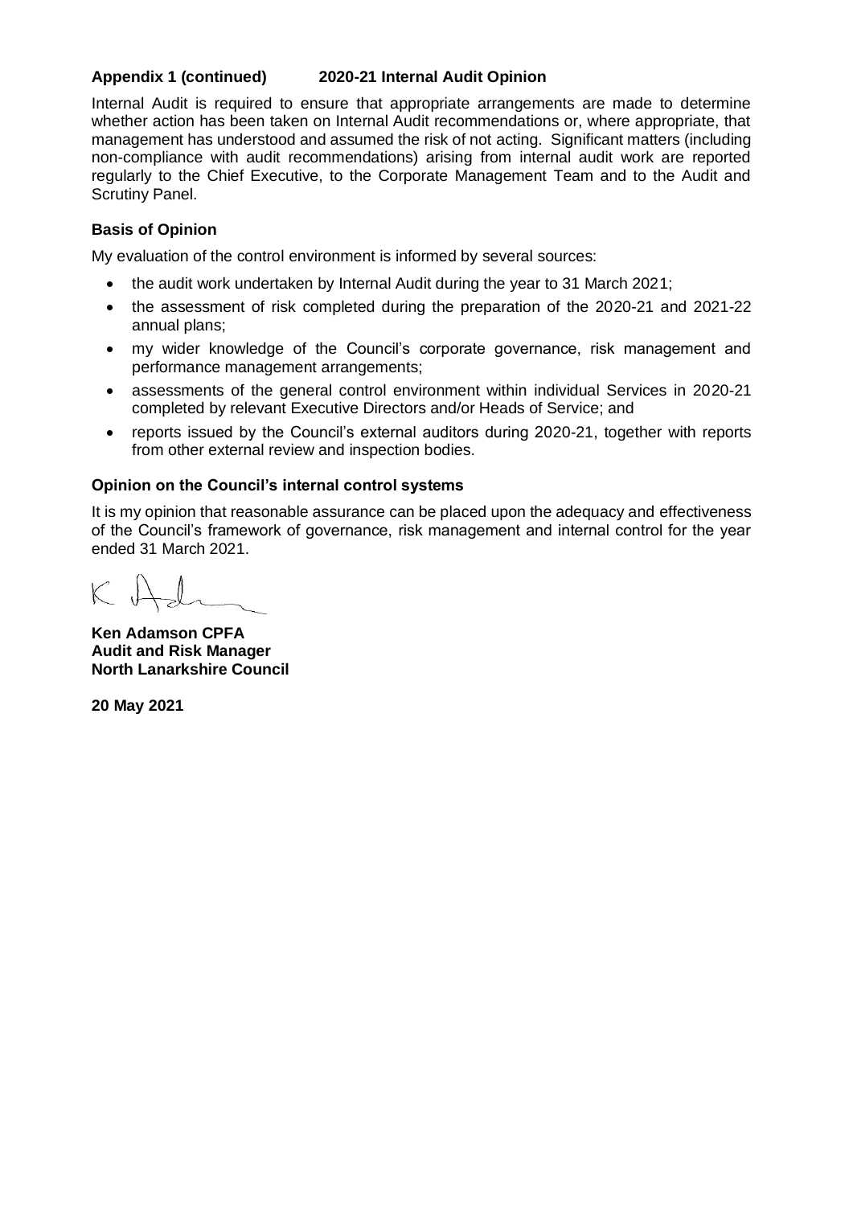**Appendix 1 (continued) 2020-21 Internal Audit Opinion**

Internal Audit is required to ensure that appropriate arrangements are made to determine whether action has been taken on Internal Audit recommendations or, where appropriate, that management has understood and assumed the risk of not acting. Significant matters (including non-compliance with audit recommendations) arising from internal audit work are reported regularly to the Chief Executive, to the Corporate Management Team and to the Audit and Scrutiny Panel.

**Basis of Opinion**

My evaluation of the control environment is informed by several sources:

- the audit work undertaken by Internal Audit during the year to 31 March 2021;
- the assessment of risk completed during the preparation of the 2020-21 and 2021-22 annual plans;
- my wider knowledge of the Council's corporate governance, risk management and performance management arrangements;
- assessments of the general control environment within individual Services in 2020-21 completed by relevant Executive Directors and/or Heads of Service; and
- reports issued by the Council's external auditors during 2020-21, together with reports from other external review and inspection bodies.

**Opinion on the Council's internal control systems**

It is my opinion that reasonable assurance can be placed upon the adequacy and effectiveness of the Council's framework of governance, risk management and internal control for the year ended 31 March 2021.

**Ken Adamson CPFA**
**Audit and Risk Manager**
**North Lanarkshire Council**

**20 May 2021**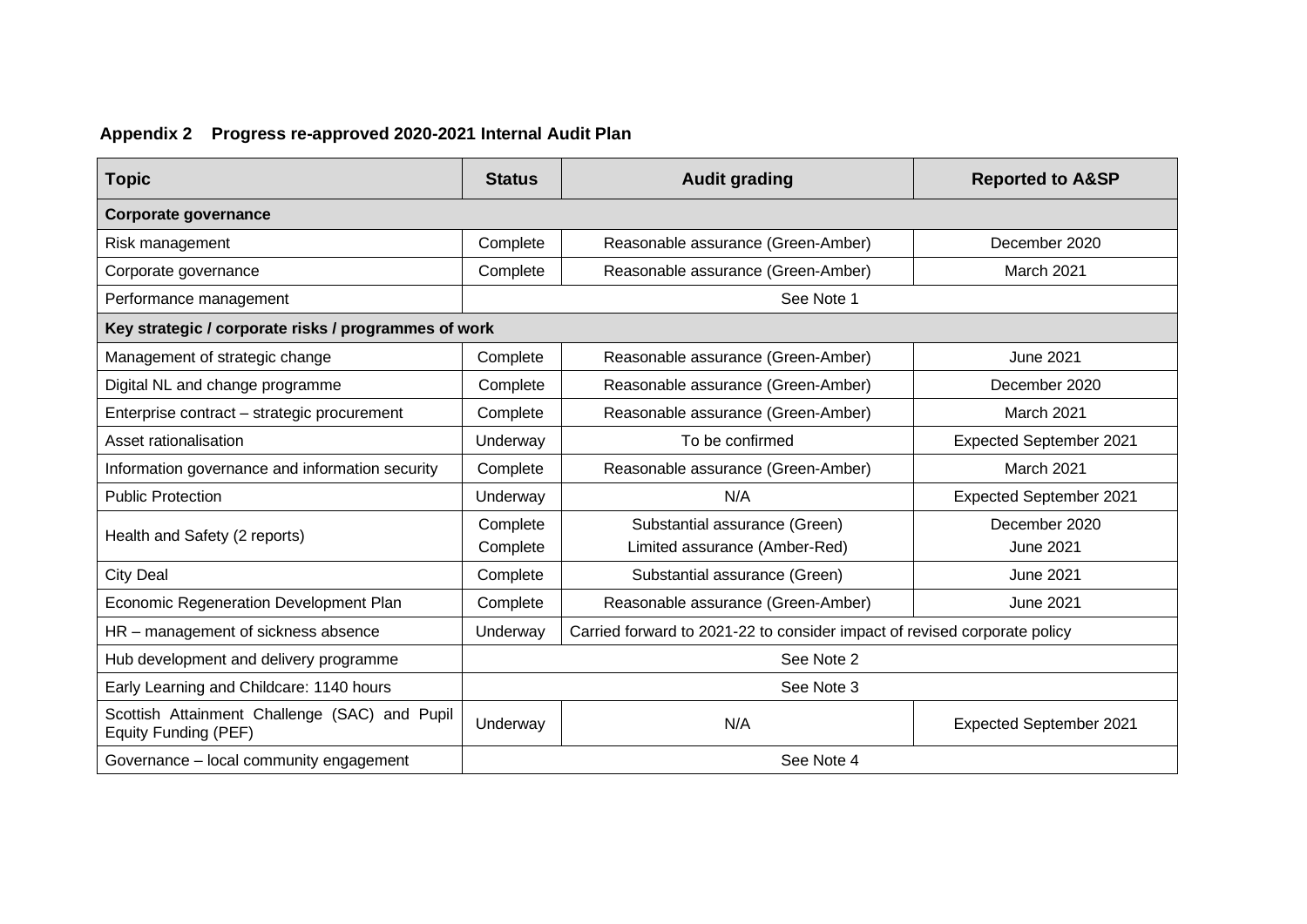**Appendix 2 Progress re-approved 2020-2021 Internal Audit Plan**

| Topic | Status | Audit grading | Reported to A&SP |
|---|---|---|---|
| **Corporate governance** | | | |
| Risk management | Complete | Reasonable assurance (Green-Amber) | December 2020 |
| Corporate governance | Complete | Reasonable assurance (Green-Amber) | March 2021 |
| Performance management | See Note 1 | | |
| **Key strategic / corporate risks / programmes of work** | | | |
| Management of strategic change | Complete | Reasonable assurance (Green-Amber) | June 2021 |
| Digital NL and change programme | Complete | Reasonable assurance (Green-Amber) | December 2020 |
| Enterprise contract – strategic procurement | Complete | Reasonable assurance (Green-Amber) | March 2021 |
| Asset rationalisation | Underway | To be confirmed | Expected September 2021 |
| Information governance and information security | Complete | Reasonable assurance (Green-Amber) | March 2021 |
| Public Protection | Underway | N/A | Expected September 2021 |
| Health and Safety (2 reports) | Complete<br>Complete | Substantial assurance (Green)<br>Limited assurance (Amber-Red) | December 2020<br>June 2021 |
| City Deal | Complete | Substantial assurance (Green) | June 2021 |
| Economic Regeneration Development Plan | Complete | Reasonable assurance (Green-Amber) | June 2021 |
| HR – management of sickness absence | Underway | Carried forward to 2021-22 to consider impact of revised corporate policy | |
| Hub development and delivery programme | See Note 2 | | |
| Early Learning and Childcare: 1140 hours | See Note 3 | | |
| Scottish Attainment Challenge (SAC) and Pupil Equity Funding (PEF) | Underway | N/A | Expected September 2021 |
| Governance – local community engagement | See Note 4 | | |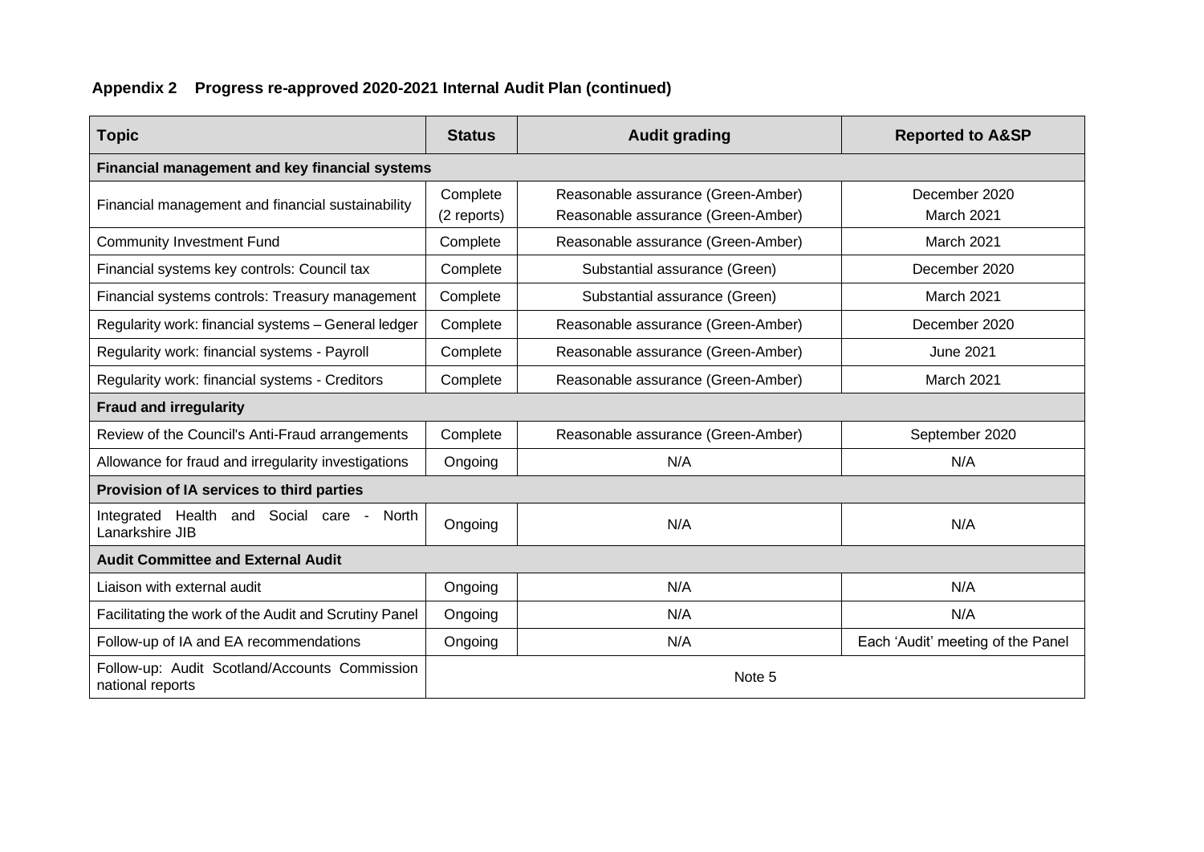## Appendix 2 Progress re-approved 2020-2021 Internal Audit Plan (continued)

| Topic | Status | Audit grading | Reported to A&SP |
|---|---|---|---|
| **Financial management and key financial systems** | | | |
| Financial management and financial sustainability | Complete (2 reports) | Reasonable assurance (Green-Amber) Reasonable assurance (Green-Amber) | December 2020 March 2021 |
| Community Investment Fund | Complete | Reasonable assurance (Green-Amber) | March 2021 |
| Financial systems key controls: Council tax | Complete | Substantial assurance (Green) | December 2020 |
| Financial systems controls: Treasury management | Complete | Substantial assurance (Green) | March 2021 |
| Regularity work: financial systems – General ledger | Complete | Reasonable assurance (Green-Amber) | December 2020 |
| Regularity work: financial systems - Payroll | Complete | Reasonable assurance (Green-Amber) | June 2021 |
| Regularity work: financial systems - Creditors | Complete | Reasonable assurance (Green-Amber) | March 2021 |
| **Fraud and irregularity** | | | |
| Review of the Council's Anti-Fraud arrangements | Complete | Reasonable assurance (Green-Amber) | September 2020 |
| Allowance for fraud and irregularity investigations | Ongoing | N/A | N/A |
| **Provision of IA services to third parties** | | | |
| Integrated Health and Social care - North Lanarkshire JIB | Ongoing | N/A | N/A |
| **Audit Committee and External Audit** | | | |
| Liaison with external audit | Ongoing | N/A | N/A |
| Facilitating the work of the Audit and Scrutiny Panel | Ongoing | N/A | N/A |
| Follow-up of IA and EA recommendations | Ongoing | N/A | Each 'Audit' meeting of the Panel |
| Follow-up: Audit Scotland/Accounts Commission national reports | Note 5 | | |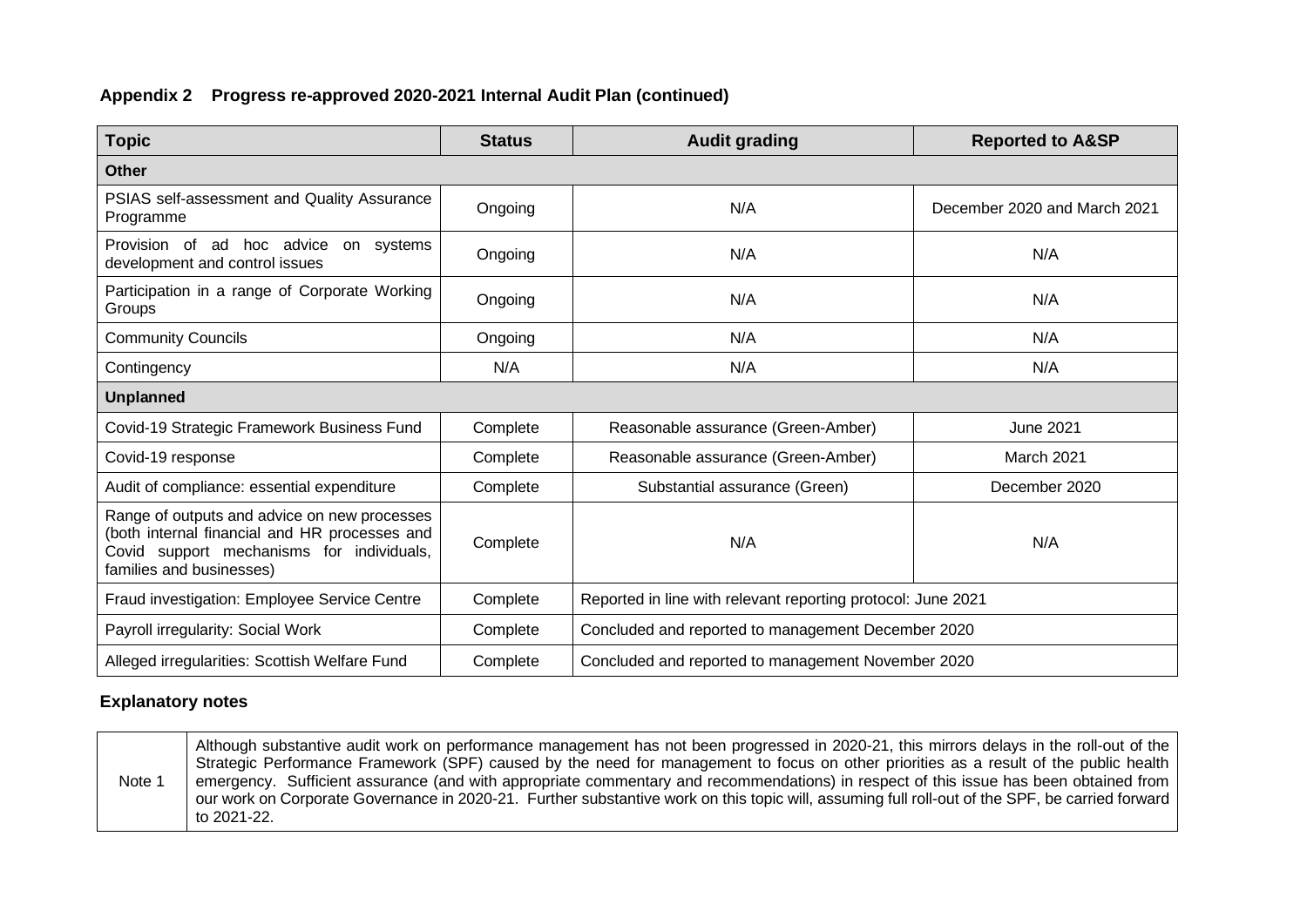### Appendix 2 Progress re-approved 2020-2021 Internal Audit Plan (continued)

| Topic | Status | Audit grading | Reported to A&SP |
|---|---|---|---|
| **Other** | | | |
| PSIAS self-assessment and Quality Assurance Programme | Ongoing | N/A | December 2020 and March 2021 |
| Provision of ad hoc advice on systems development and control issues | Ongoing | N/A | N/A |
| Participation in a range of Corporate Working Groups | Ongoing | N/A | N/A |
| Community Councils | Ongoing | N/A | N/A |
| Contingency | N/A | N/A | N/A |
| **Unplanned** | | | |
| Covid-19 Strategic Framework Business Fund | Complete | Reasonable assurance (Green-Amber) | June 2021 |
| Covid-19 response | Complete | Reasonable assurance (Green-Amber) | March 2021 |
| Audit of compliance: essential expenditure | Complete | Substantial assurance (Green) | December 2020 |
| Range of outputs and advice on new processes (both internal financial and HR processes and Covid support mechanisms for individuals, families and businesses) | Complete | N/A | N/A |
| Fraud investigation: Employee Service Centre | Complete | Reported in line with relevant reporting protocol: June 2021 | |
| Payroll irregularity: Social Work | Complete | Concluded and reported to management December 2020 | |
| Alleged irregularities: Scottish Welfare Fund | Complete | Concluded and reported to management November 2020 | |

### Explanatory notes

| | |
|---|---|
| Note 1 | Although substantive audit work on performance management has not been progressed in 2020-21, this mirrors delays in the roll-out of the Strategic Performance Framework (SPF) caused by the need for management to focus on other priorities as a result of the public health emergency. Sufficient assurance (and with appropriate commentary and recommendations) in respect of this issue has been obtained from our work on Corporate Governance in 2020-21. Further substantive work on this topic will, assuming full roll-out of the SPF, be carried forward to 2021-22. |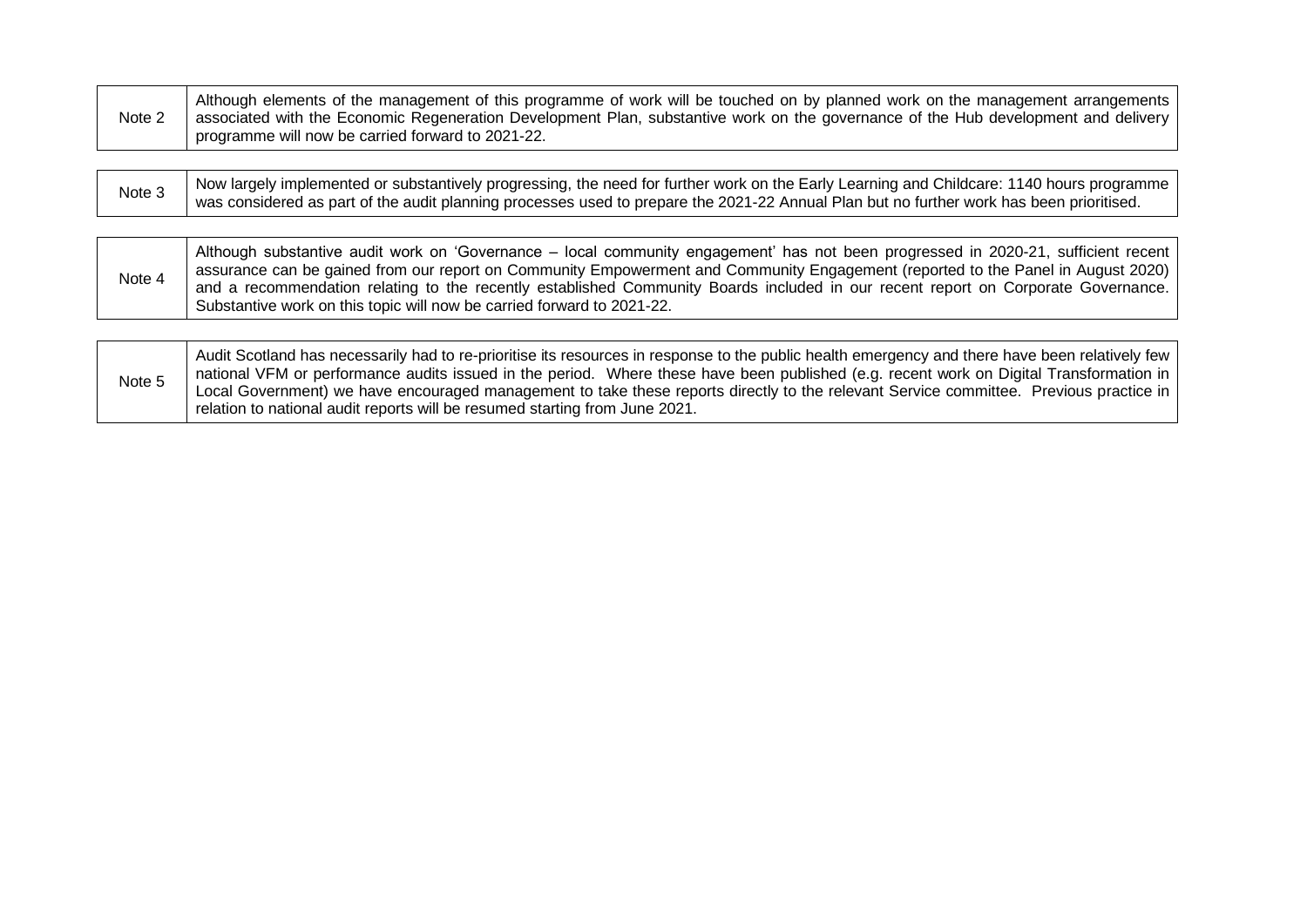| | |
|---|---|
| Note 2 | Although elements of the management of this programme of work will be touched on by planned work on the management arrangements associated with the Economic Regeneration Development Plan, substantive work on the governance of the Hub development and delivery programme will now be carried forward to 2021-22. |

| | |
|---|---|
| Note 3 | Now largely implemented or substantively progressing, the need for further work on the Early Learning and Childcare: 1140 hours programme was considered as part of the audit planning processes used to prepare the 2021-22 Annual Plan but no further work has been prioritised. |

| | |
|---|---|
| Note 4 | Although substantive audit work on 'Governance – local community engagement' has not been progressed in 2020-21, sufficient recent assurance can be gained from our report on Community Empowerment and Community Engagement (reported to the Panel in August 2020) and a recommendation relating to the recently established Community Boards included in our recent report on Corporate Governance. Substantive work on this topic will now be carried forward to 2021-22. |

| | |
|---|---|
| Note 5 | Audit Scotland has necessarily had to re-prioritise its resources in response to the public health emergency and there have been relatively few national VFM or performance audits issued in the period. Where these have been published (e.g. recent work on Digital Transformation in Local Government) we have encouraged management to take these reports directly to the relevant Service committee. Previous practice in relation to national audit reports will be resumed starting from June 2021. |